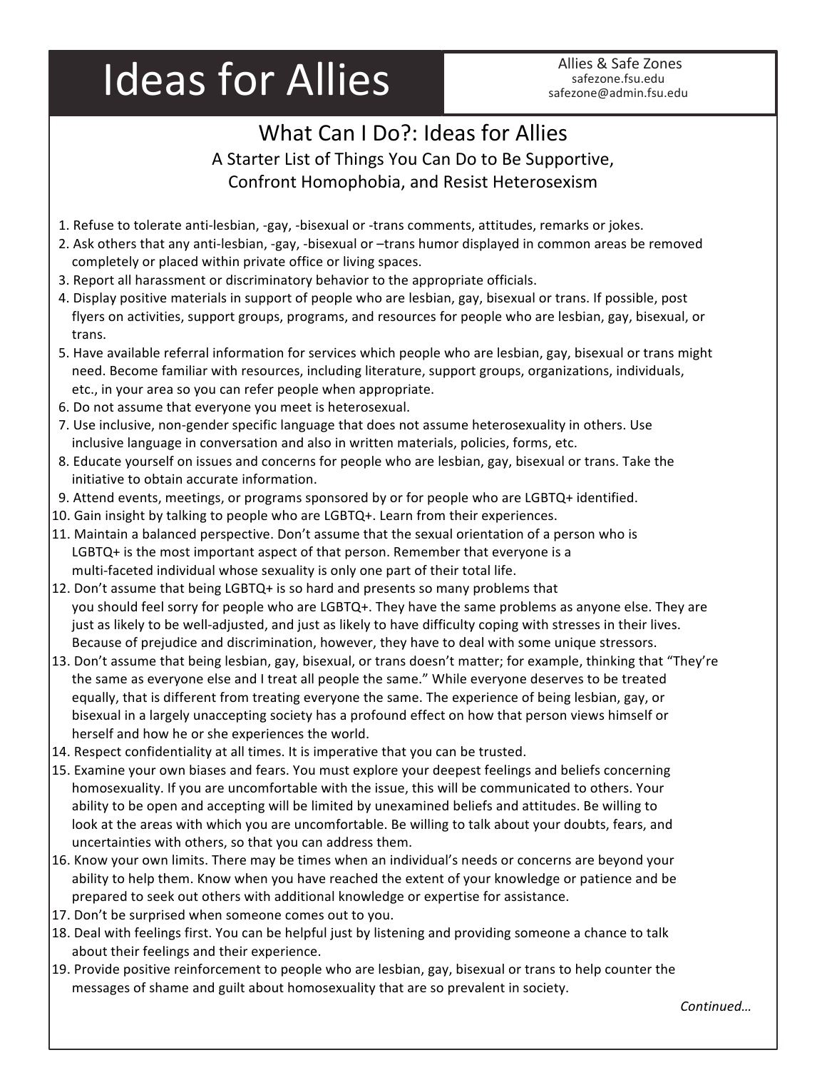# Ideas for Allies

Allies & Safe Zones
safezone.fsu.edu
safezone@admin.fsu.edu

## What Can I Do?: Ideas for Allies

### A Starter List of Things You Can Do to Be Supportive, Confront Homophobia, and Resist Heterosexism

1. Refuse to tolerate anti-lesbian, -gay, -bisexual or -trans comments, attitudes, remarks or jokes.
2. Ask others that any anti-lesbian, -gay, -bisexual or –trans humor displayed in common areas be removed completely or placed within private office or living spaces.
3. Report all harassment or discriminatory behavior to the appropriate officials.
4. Display positive materials in support of people who are lesbian, gay, bisexual or trans. If possible, post flyers on activities, support groups, programs, and resources for people who are lesbian, gay, bisexual, or trans.
5. Have available referral information for services which people who are lesbian, gay, bisexual or trans might need. Become familiar with resources, including literature, support groups, organizations, individuals, etc., in your area so you can refer people when appropriate.
6. Do not assume that everyone you meet is heterosexual.
7. Use inclusive, non-gender specific language that does not assume heterosexuality in others. Use inclusive language in conversation and also in written materials, policies, forms, etc.
8. Educate yourself on issues and concerns for people who are lesbian, gay, bisexual or trans. Take the initiative to obtain accurate information.
9. Attend events, meetings, or programs sponsored by or for people who are LGBTQ+ identified.
10. Gain insight by talking to people who are LGBTQ+. Learn from their experiences.
11. Maintain a balanced perspective. Don't assume that the sexual orientation of a person who is LGBTQ+ is the most important aspect of that person. Remember that everyone is a multi-faceted individual whose sexuality is only one part of their total life.
12. Don't assume that being LGBTQ+ is so hard and presents so many problems that you should feel sorry for people who are LGBTQ+. They have the same problems as anyone else. They are just as likely to be well-adjusted, and just as likely to have difficulty coping with stresses in their lives. Because of prejudice and discrimination, however, they have to deal with some unique stressors.
13. Don't assume that being lesbian, gay, bisexual, or trans doesn't matter; for example, thinking that "They're the same as everyone else and I treat all people the same." While everyone deserves to be treated equally, that is different from treating everyone the same. The experience of being lesbian, gay, or bisexual in a largely unaccepting society has a profound effect on how that person views himself or herself and how he or she experiences the world.
14. Respect confidentiality at all times. It is imperative that you can be trusted.
15. Examine your own biases and fears. You must explore your deepest feelings and beliefs concerning homosexuality. If you are uncomfortable with the issue, this will be communicated to others. Your ability to be open and accepting will be limited by unexamined beliefs and attitudes. Be willing to look at the areas with which you are uncomfortable. Be willing to talk about your doubts, fears, and uncertainties with others, so that you can address them.
16. Know your own limits. There may be times when an individual's needs or concerns are beyond your ability to help them. Know when you have reached the extent of your knowledge or patience and be prepared to seek out others with additional knowledge or expertise for assistance.
17. Don't be surprised when someone comes out to you.
18. Deal with feelings first. You can be helpful just by listening and providing someone a chance to talk about their feelings and their experience.
19. Provide positive reinforcement to people who are lesbian, gay, bisexual or trans to help counter the messages of shame and guilt about homosexuality that are so prevalent in society.

*Continued…*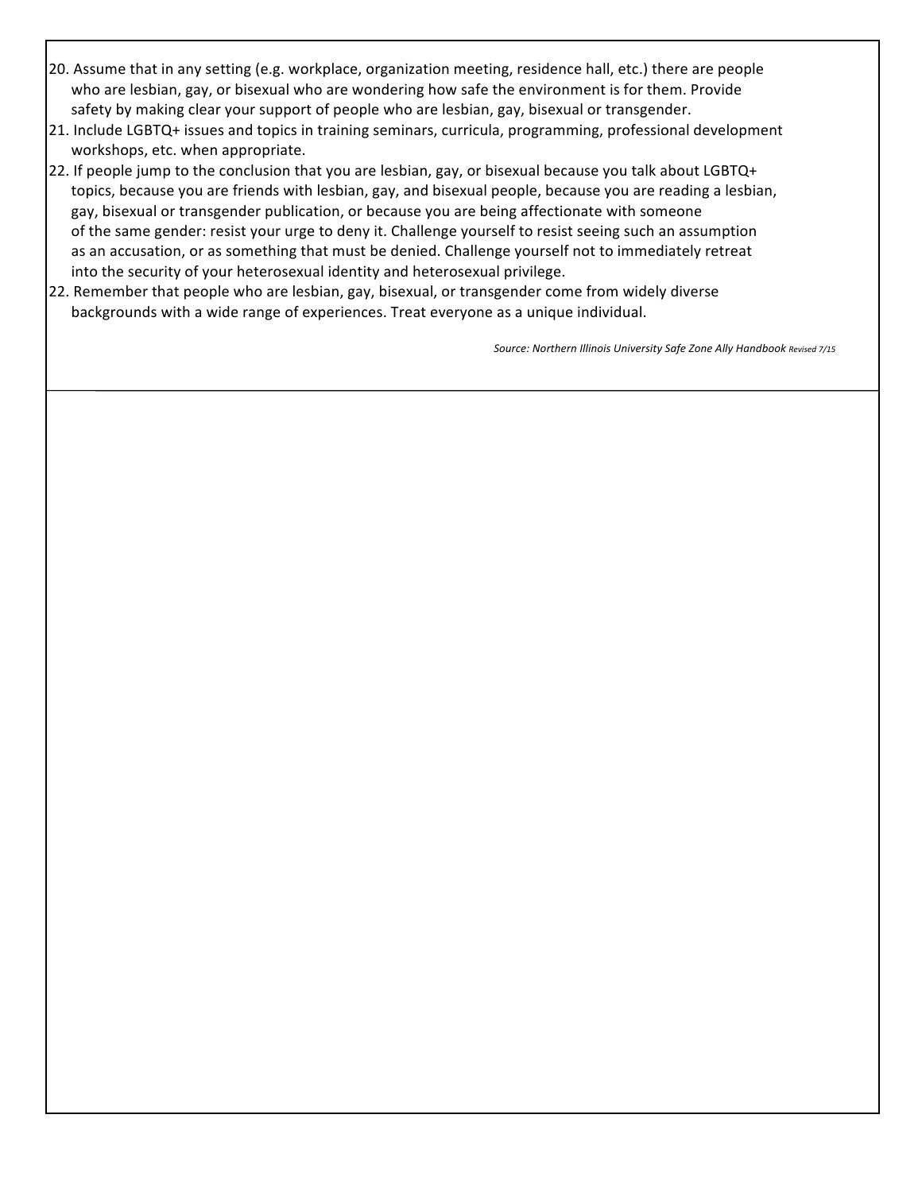20. Assume that in any setting (e.g. workplace, organization meeting, residence hall, etc.) there are people who are lesbian, gay, or bisexual who are wondering how safe the environment is for them. Provide safety by making clear your support of people who are lesbian, gay, bisexual or transgender.
21. Include LGBTQ+ issues and topics in training seminars, curricula, programming, professional development workshops, etc. when appropriate.
22. If people jump to the conclusion that you are lesbian, gay, or bisexual because you talk about LGBTQ+ topics, because you are friends with lesbian, gay, and bisexual people, because you are reading a lesbian, gay, bisexual or transgender publication, or because you are being affectionate with someone of the same gender: resist your urge to deny it. Challenge yourself to resist seeing such an assumption as an accusation, or as something that must be denied. Challenge yourself not to immediately retreat into the security of your heterosexual identity and heterosexual privilege.
22. Remember that people who are lesbian, gay, bisexual, or transgender come from widely diverse backgrounds with a wide range of experiences. Treat everyone as a unique individual.

*Source: Northern Illinois University Safe Zone Ally Handbook Revised 7/15*